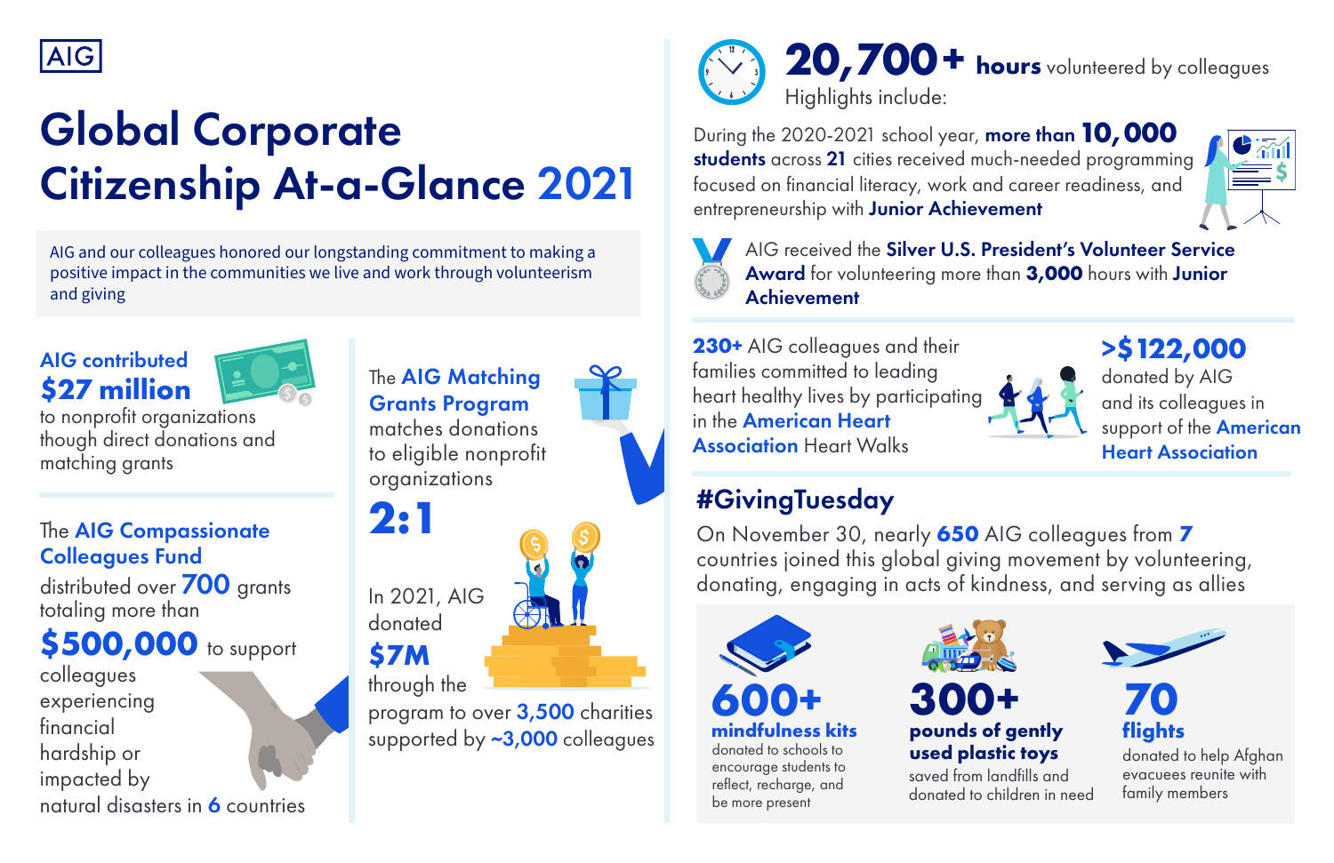AIG

# Global Corporate Citizenship At-a-Glance 2021

AIG and our colleagues honored our longstanding commitment to making a positive impact in the communities we live and work through volunteerism and giving

**AIG contributed $27 million** to nonprofit organizations though direct donations and matching grants

The **AIG Compassionate Colleagues Fund** distributed over **700** grants totaling more than **$500,000** to support colleagues experiencing financial hardship or impacted by natural disasters in **6** countries

The **AIG Matching Grants Program** matches donations to eligible nonprofit organizations

**2:1**

In 2021, AIG donated **$7M** through the program to over **3,500** charities supported by **~3,000** colleagues

**20,700+ hours** volunteered by colleagues

Highlights include:

During the 2020-2021 school year, **more than 10,000 students** across **21** cities received much-needed programming focused on financial literacy, work and career readiness, and entrepreneurship with **Junior Achievement**

AIG received the **Silver U.S. President's Volunteer Service Award** for volunteering more than **3,000** hours with **Junior Achievement**

**230+** AIG colleagues and their families committed to leading heart healthy lives by participating in the **American Heart Association** Heart Walks

**>$122,000** donated by AIG and its colleagues in support of the **American Heart Association**

## #GivingTuesday

On November 30, nearly **650** AIG colleagues from **7** countries joined this global giving movement by volunteering, donating, engaging in acts of kindness, and serving as allies

**600+ mindfulness kits** donated to schools to encourage students to reflect, recharge, and be more present

**300+ pounds of gently used plastic toys** saved from landfills and donated to children in need

**70 flights** donated to help Afghan evacuees reunite with family members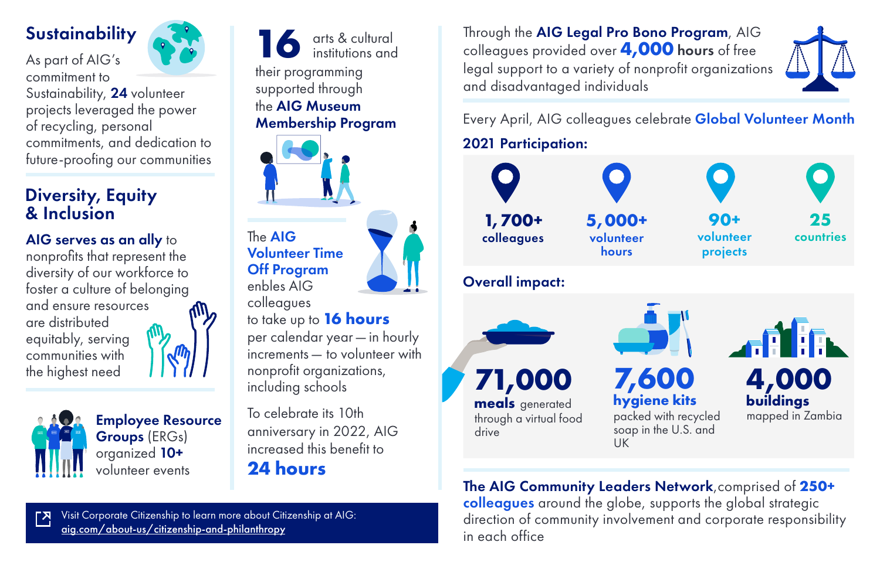## Sustainability

As part of AIG's commitment to Sustainability, **24** volunteer projects leveraged the power of recycling, personal commitments, and dedication to future-proofing our communities

## Diversity, Equity & Inclusion

**AIG serves as an ally** to nonprofits that represent the diversity of our workforce to foster a culture of belonging and ensure resources are distributed equitably, serving communities with the highest need

**Employee Resource Groups** (ERGs) organized **10+** volunteer events

**16** arts & cultural institutions and their programming supported through the **AIG Museum Membership Program**

The **AIG Volunteer Time Off Program** enbles AIG colleagues to take up to **16 hours** per calendar year — in hourly increments — to volunteer with nonprofit organizations, including schools

To celebrate its 10th anniversary in 2022, AIG increased this benefit to **24 hours**

Visit Corporate Citizenship to learn more about Citizenship at AIG: aig.com/about-us/citizenship-and-philanthropy

Through the **AIG Legal Pro Bono Program**, AIG colleagues provided over **4,000 hours** of free legal support to a variety of nonprofit organizations and disadvantaged individuals

Every April, AIG colleagues celebrate **Global Volunteer Month**

**2021 Participation:**

- **1,700+** colleagues
- **5,000+** volunteer hours
- **90+** volunteer projects
- **25** countries

**Overall impact:**

- **71,000 meals** generated through a virtual food drive
- **7,600 hygiene kits** packed with recycled soap in the U.S. and UK
- **4,000 buildings** mapped in Zambia

**The AIG Community Leaders Network**, comprised of **250+ colleagues** around the globe, supports the global strategic direction of community involvement and corporate responsibility in each office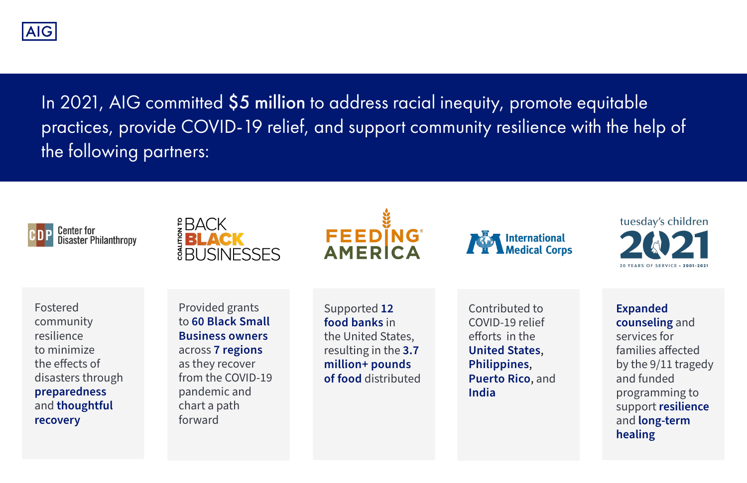In 2021, AIG committed **$5 million** to address racial inequity, promote equitable practices, provide COVID-19 relief, and support community resilience with the help of the following partners:

### Center for Disaster Philanthropy

Fostered community resilience to minimize the effects of disasters through **preparedness** and **thoughtful recovery**

### Coalition to Back Black Businesses

Provided grants to **60 Black Small Business owners** across **7 regions** as they recover from the COVID-19 pandemic and chart a path forward

### Feeding America

Supported **12 food banks** in the United States, resulting in the **3.7 million+ pounds of food** distributed

### International Medical Corps

Contributed to COVID-19 relief efforts in the **United States**, **Philippines**, **Puerto Rico**, and **India**

### Tuesday's Children 2021 – 20 Years of Service • 2001-2021

**Expanded counseling** and services for families affected by the 9/11 tragedy and funded programming to support **resilience** and **long-term healing**